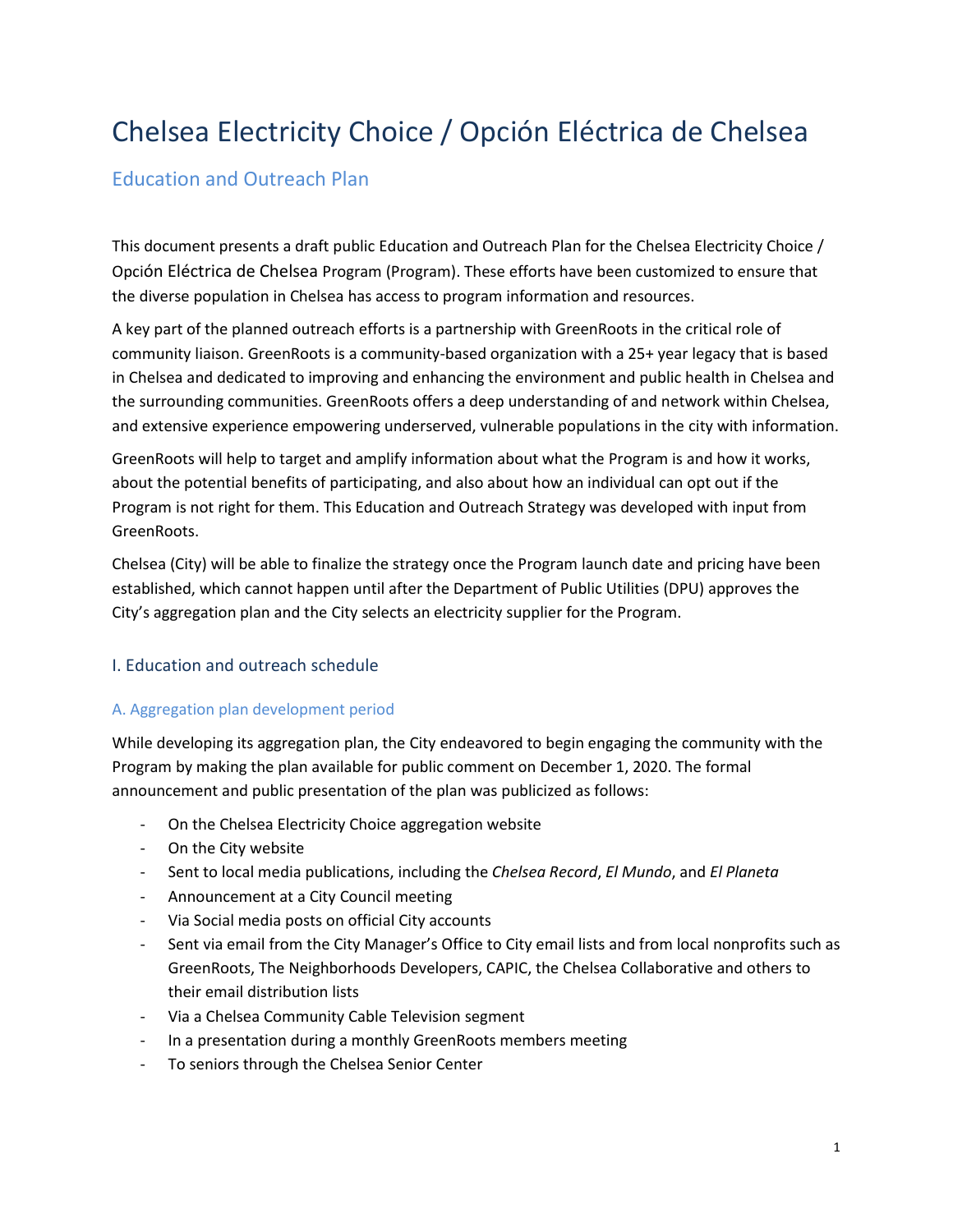# Chelsea Electricity Choice / Opción Eléctrica de Chelsea

## Education and Outreach Plan

This document presents a draft public Education and Outreach Plan for the Chelsea Electricity Choice / Opción Eléctrica de Chelsea Program (Program). These efforts have been customized to ensure that the diverse population in Chelsea has access to program information and resources.

A key part of the planned outreach efforts is a partnership with GreenRoots in the critical role of community liaison. GreenRoots is a community-based organization with a 25+ year legacy that is based in Chelsea and dedicated to improving and enhancing the environment and public health in Chelsea and the surrounding communities. GreenRoots offers a deep understanding of and network within Chelsea, and extensive experience empowering underserved, vulnerable populations in the city with information.

GreenRoots will help to target and amplify information about what the Program is and how it works, about the potential benefits of participating, and also about how an individual can opt out if the Program is not right for them. This Education and Outreach Strategy was developed with input from GreenRoots.

Chelsea (City) will be able to finalize the strategy once the Program launch date and pricing have been established, which cannot happen until after the Department of Public Utilities (DPU) approves the City's aggregation plan and the City selects an electricity supplier for the Program.

### I. Education and outreach schedule

#### A. Aggregation plan development period

While developing its aggregation plan, the City endeavored to begin engaging the community with the Program by making the plan available for public comment on December 1, 2020. The formal announcement and public presentation of the plan was publicized as follows:

- On the Chelsea Electricity Choice aggregation website
- On the City website
- Sent to local media publications, including the *Chelsea Record*, *El Mundo*, and *El Planeta*
- Announcement at a City Council meeting
- Via Social media posts on official City accounts
- Sent via email from the City Manager's Office to City email lists and from local nonprofits such as GreenRoots, The Neighborhoods Developers, CAPIC, the Chelsea Collaborative and others to their email distribution lists
- Via a Chelsea Community Cable Television segment
- In a presentation during a monthly GreenRoots members meeting
- To seniors through the Chelsea Senior Center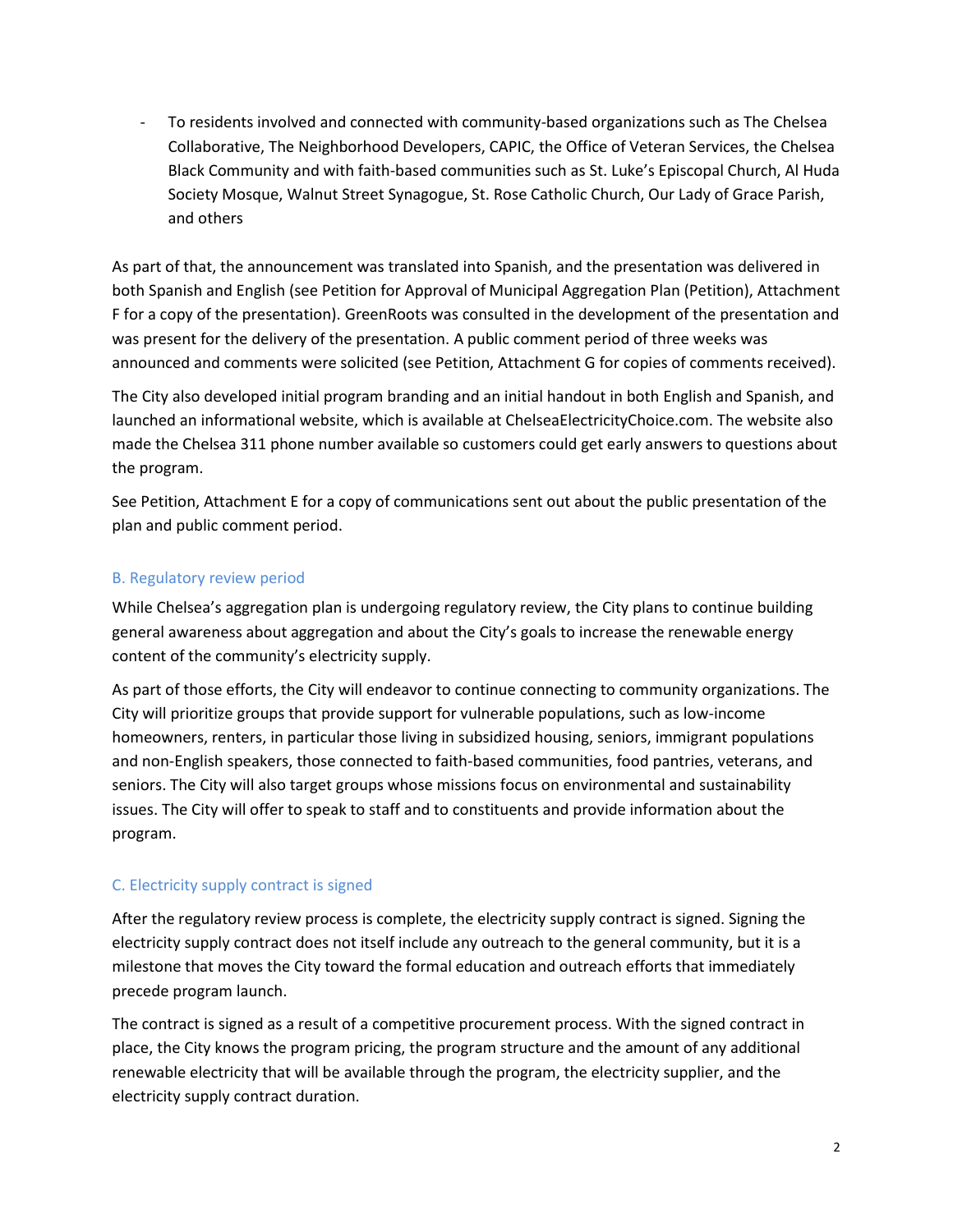- To residents involved and connected with community-based organizations such as The Chelsea Collaborative, The Neighborhood Developers, CAPIC, the Office of Veteran Services, the Chelsea Black Community and with faith-based communities such as St. Luke's Episcopal Church, Al Huda Society Mosque, Walnut Street Synagogue, St. Rose Catholic Church, Our Lady of Grace Parish, and others

As part of that, the announcement was translated into Spanish, and the presentation was delivered in both Spanish and English (see Petition for Approval of Municipal Aggregation Plan (Petition), Attachment F for a copy of the presentation). GreenRoots was consulted in the development of the presentation and was present for the delivery of the presentation. A public comment period of three weeks was announced and comments were solicited (see Petition, Attachment G for copies of comments received).

The City also developed initial program branding and an initial handout in both English and Spanish, and launched an informational website, which is available at ChelseaElectricityChoice.com. The website also made the Chelsea 311 phone number available so customers could get early answers to questions about the program.

See Petition, Attachment E for a copy of communications sent out about the public presentation of the plan and public comment period.

### B. Regulatory review period

While Chelsea's aggregation plan is undergoing regulatory review, the City plans to continue building general awareness about aggregation and about the City's goals to increase the renewable energy content of the community's electricity supply.

As part of those efforts, the City will endeavor to continue connecting to community organizations. The City will prioritize groups that provide support for vulnerable populations, such as low-income homeowners, renters, in particular those living in subsidized housing, seniors, immigrant populations and non-English speakers, those connected to faith-based communities, food pantries, veterans, and seniors. The City will also target groups whose missions focus on environmental and sustainability issues. The City will offer to speak to staff and to constituents and provide information about the program.

### C. Electricity supply contract is signed

After the regulatory review process is complete, the electricity supply contract is signed. Signing the electricity supply contract does not itself include any outreach to the general community, but it is a milestone that moves the City toward the formal education and outreach efforts that immediately precede program launch.

The contract is signed as a result of a competitive procurement process. With the signed contract in place, the City knows the program pricing, the program structure and the amount of any additional renewable electricity that will be available through the program, the electricity supplier, and the electricity supply contract duration.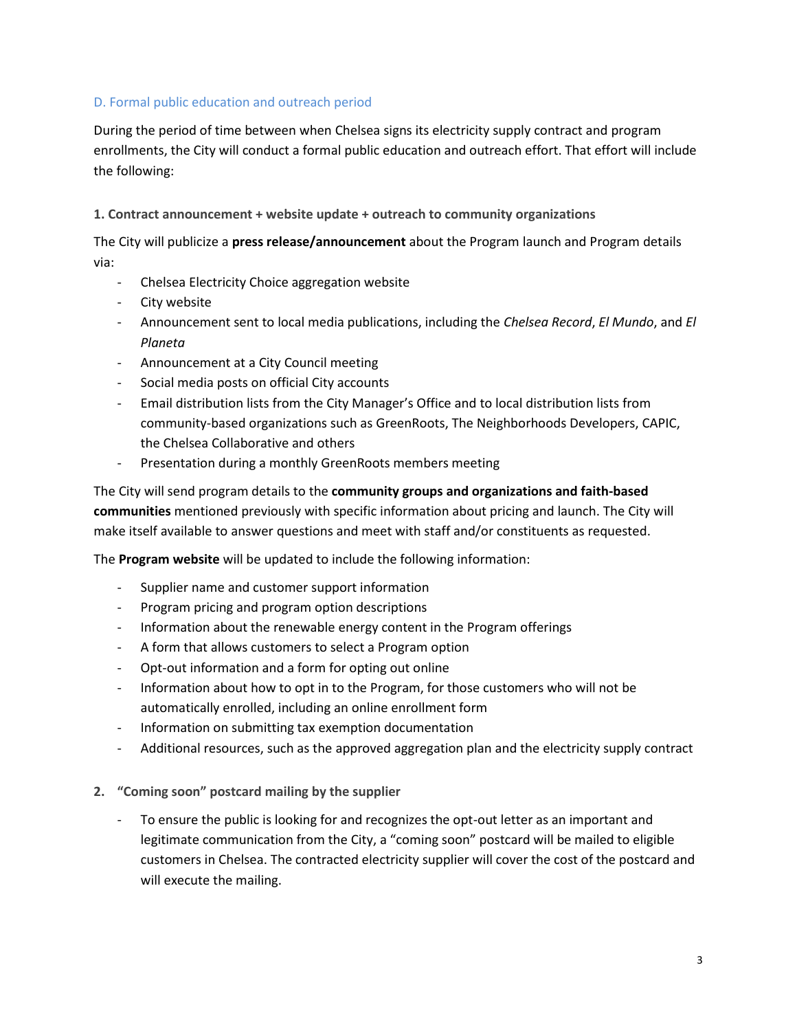## D. Formal public education and outreach period

During the period of time between when Chelsea signs its electricity supply contract and program enrollments, the City will conduct a formal public education and outreach effort. That effort will include the following:

### 1. Contract announcement + website update + outreach to community organizations

The City will publicize a **press release/announcement** about the Program launch and Program details via:

- Chelsea Electricity Choice aggregation website
- City website
- Announcement sent to local media publications, including the *Chelsea Record*, *El Mundo*, and *El Planeta*
- Announcement at a City Council meeting
- Social media posts on official City accounts
- Email distribution lists from the City Manager's Office and to local distribution lists from community-based organizations such as GreenRoots, The Neighborhoods Developers, CAPIC, the Chelsea Collaborative and others
- Presentation during a monthly GreenRoots members meeting

The City will send program details to the **community groups and organizations and faith-based communities** mentioned previously with specific information about pricing and launch. The City will make itself available to answer questions and meet with staff and/or constituents as requested.

The **Program website** will be updated to include the following information:

- Supplier name and customer support information
- Program pricing and program option descriptions
- Information about the renewable energy content in the Program offerings
- A form that allows customers to select a Program option
- Opt-out information and a form for opting out online
- Information about how to opt in to the Program, for those customers who will not be automatically enrolled, including an online enrollment form
- Information on submitting tax exemption documentation
- Additional resources, such as the approved aggregation plan and the electricity supply contract

### 2. "Coming soon" postcard mailing by the supplier

- To ensure the public is looking for and recognizes the opt-out letter as an important and legitimate communication from the City, a "coming soon" postcard will be mailed to eligible customers in Chelsea. The contracted electricity supplier will cover the cost of the postcard and will execute the mailing.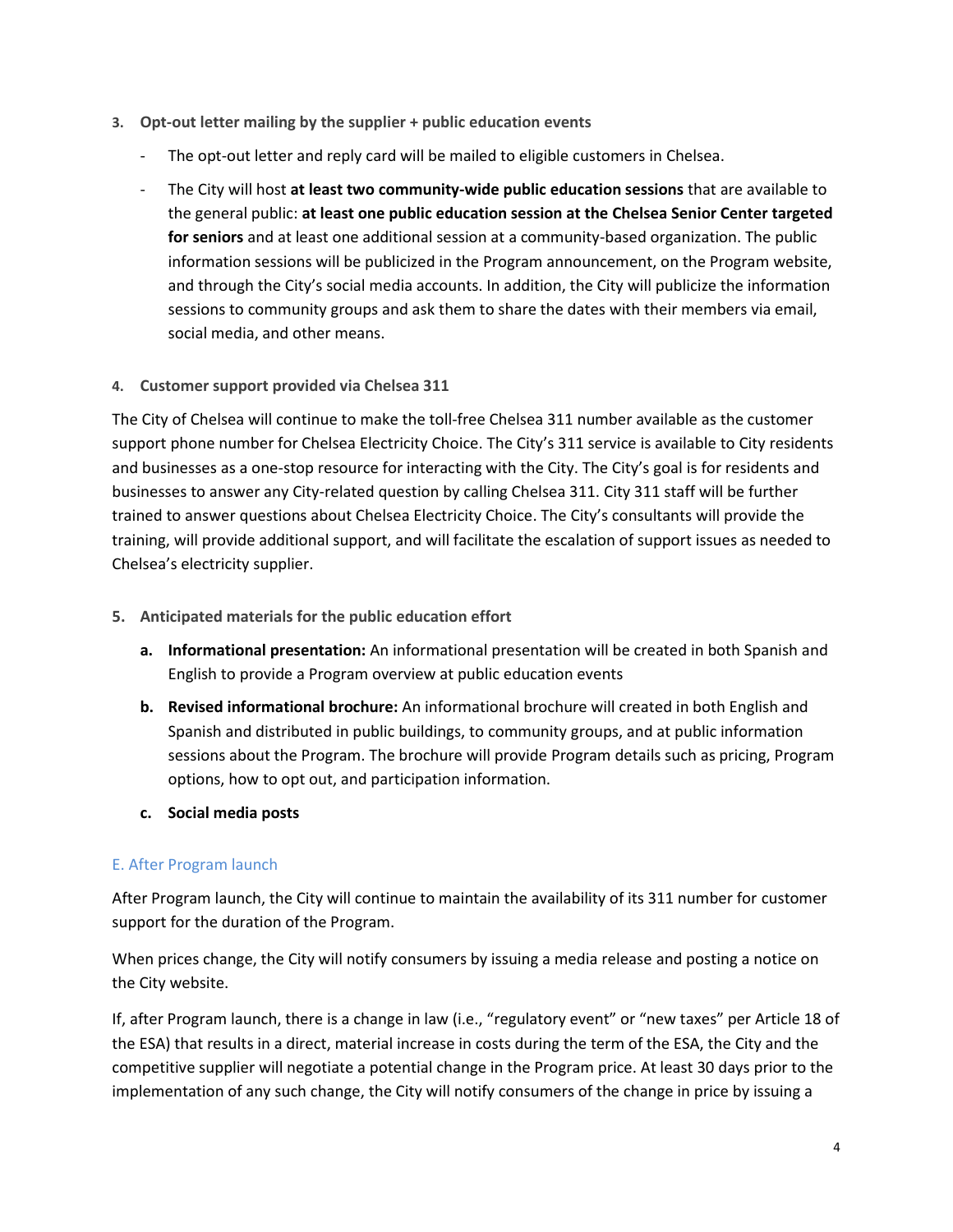3. **Opt-out letter mailing by the supplier + public education events**
    - The opt-out letter and reply card will be mailed to eligible customers in Chelsea.
    - The City will host **at least two community-wide public education sessions** that are available to the general public: **at least one public education session at the Chelsea Senior Center targeted for seniors** and at least one additional session at a community-based organization. The public information sessions will be publicized in the Program announcement, on the Program website, and through the City's social media accounts. In addition, the City will publicize the information sessions to community groups and ask them to share the dates with their members via email, social media, and other means.

4. **Customer support provided via Chelsea 311**

The City of Chelsea will continue to make the toll-free Chelsea 311 number available as the customer support phone number for Chelsea Electricity Choice. The City's 311 service is available to City residents and businesses as a one-stop resource for interacting with the City. The City's goal is for residents and businesses to answer any City-related question by calling Chelsea 311. City 311 staff will be further trained to answer questions about Chelsea Electricity Choice. The City's consultants will provide the training, will provide additional support, and will facilitate the escalation of support issues as needed to Chelsea's electricity supplier.

5. **Anticipated materials for the public education effort**
    a. **Informational presentation:** An informational presentation will be created in both Spanish and English to provide a Program overview at public education events
    b. **Revised informational brochure:** An informational brochure will created in both English and Spanish and distributed in public buildings, to community groups, and at public information sessions about the Program. The brochure will provide Program details such as pricing, Program options, how to opt out, and participation information.
    c. **Social media posts**

## E. After Program launch

After Program launch, the City will continue to maintain the availability of its 311 number for customer support for the duration of the Program.

When prices change, the City will notify consumers by issuing a media release and posting a notice on the City website.

If, after Program launch, there is a change in law (i.e., "regulatory event" or "new taxes" per Article 18 of the ESA) that results in a direct, material increase in costs during the term of the ESA, the City and the competitive supplier will negotiate a potential change in the Program price. At least 30 days prior to the implementation of any such change, the City will notify consumers of the change in price by issuing a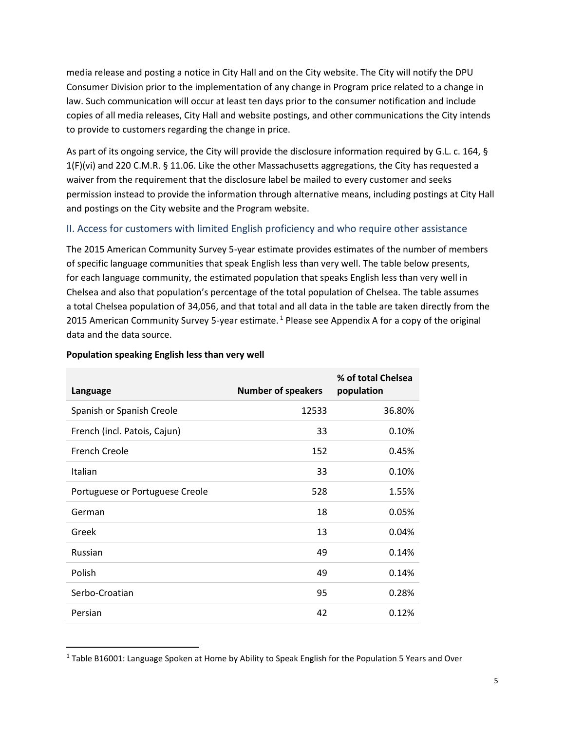media release and posting a notice in City Hall and on the City website. The City will notify the DPU Consumer Division prior to the implementation of any change in Program price related to a change in law. Such communication will occur at least ten days prior to the consumer notification and include copies of all media releases, City Hall and website postings, and other communications the City intends to provide to customers regarding the change in price.

As part of its ongoing service, the City will provide the disclosure information required by G.L. c. 164, § 1(F)(vi) and 220 C.M.R. § 11.06. Like the other Massachusetts aggregations, the City has requested a waiver from the requirement that the disclosure label be mailed to every customer and seeks permission instead to provide the information through alternative means, including postings at City Hall and postings on the City website and the Program website.

## II. Access for customers with limited English proficiency and who require other assistance

The 2015 American Community Survey 5-year estimate provides estimates of the number of members of specific language communities that speak English less than very well. The table below presents, for each language community, the estimated population that speaks English less than very well in Chelsea and also that population's percentage of the total population of Chelsea. The table assumes a total Chelsea population of 34,056, and that total and all data in the table are taken directly from the 2015 American Community Survey 5-year estimate.[1] Please see Appendix A for a copy of the original data and the data source.

**Population speaking English less than very well**

| Language | Number of speakers | % of total Chelsea population |
|---|---:|---:|
| Spanish or Spanish Creole | 12533 | 36.80% |
| French (incl. Patois, Cajun) | 33 | 0.10% |
| French Creole | 152 | 0.45% |
| Italian | 33 | 0.10% |
| Portuguese or Portuguese Creole | 528 | 1.55% |
| German | 18 | 0.05% |
| Greek | 13 | 0.04% |
| Russian | 49 | 0.14% |
| Polish | 49 | 0.14% |
| Serbo-Croatian | 95 | 0.28% |
| Persian | 42 | 0.12% |

[1] Table B16001: Language Spoken at Home by Ability to Speak English for the Population 5 Years and Over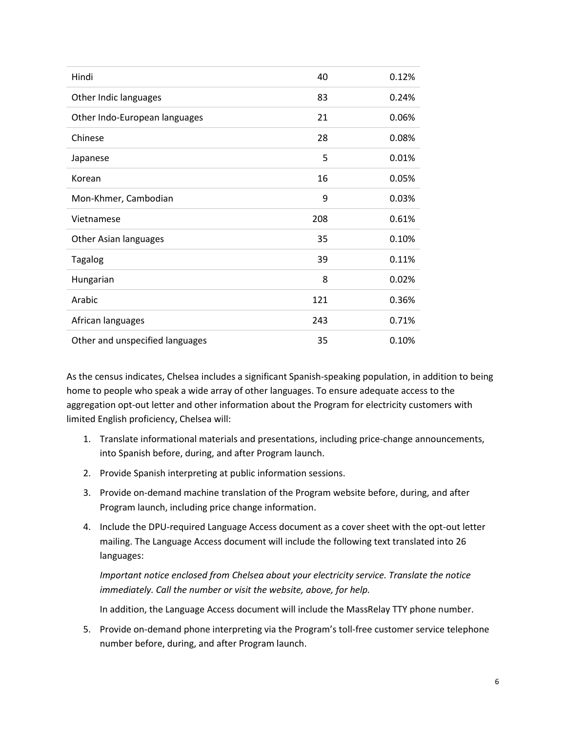| | | |
|---|---|---|
| Hindi | 40 | 0.12% |
| Other Indic languages | 83 | 0.24% |
| Other Indo-European languages | 21 | 0.06% |
| Chinese | 28 | 0.08% |
| Japanese | 5 | 0.01% |
| Korean | 16 | 0.05% |
| Mon-Khmer, Cambodian | 9 | 0.03% |
| Vietnamese | 208 | 0.61% |
| Other Asian languages | 35 | 0.10% |
| Tagalog | 39 | 0.11% |
| Hungarian | 8 | 0.02% |
| Arabic | 121 | 0.36% |
| African languages | 243 | 0.71% |
| Other and unspecified languages | 35 | 0.10% |

As the census indicates, Chelsea includes a significant Spanish-speaking population, in addition to being home to people who speak a wide array of other languages. To ensure adequate access to the aggregation opt-out letter and other information about the Program for electricity customers with limited English proficiency, Chelsea will:

1. Translate informational materials and presentations, including price-change announcements, into Spanish before, during, and after Program launch.
2. Provide Spanish interpreting at public information sessions.
3. Provide on-demand machine translation of the Program website before, during, and after Program launch, including price change information.
4. Include the DPU-required Language Access document as a cover sheet with the opt-out letter mailing. The Language Access document will include the following text translated into 26 languages:

   *Important notice enclosed from Chelsea about your electricity service. Translate the notice immediately. Call the number or visit the website, above, for help.*

   In addition, the Language Access document will include the MassRelay TTY phone number.

5. Provide on-demand phone interpreting via the Program's toll-free customer service telephone number before, during, and after Program launch.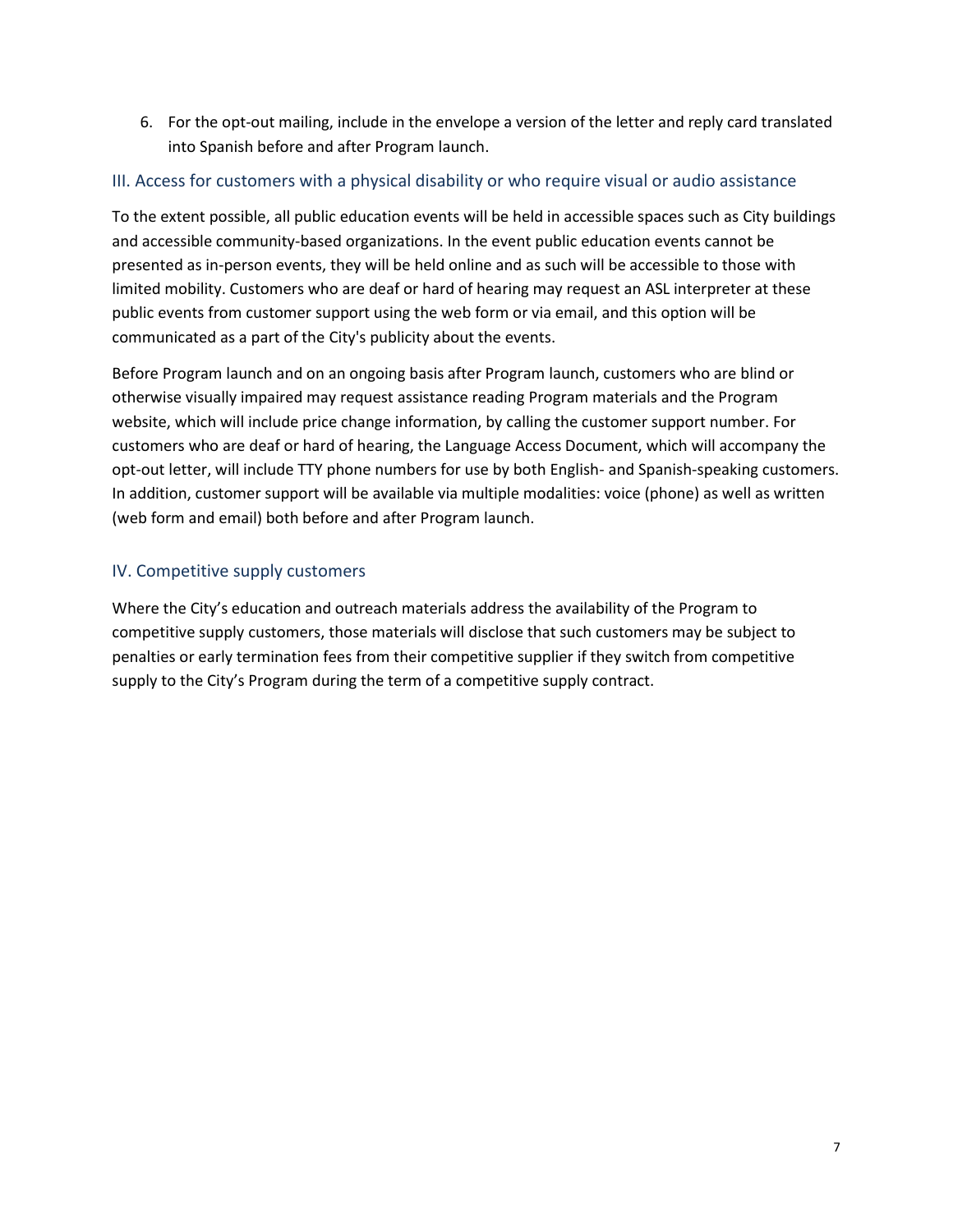6. For the opt-out mailing, include in the envelope a version of the letter and reply card translated into Spanish before and after Program launch.

## III. Access for customers with a physical disability or who require visual or audio assistance

To the extent possible, all public education events will be held in accessible spaces such as City buildings and accessible community-based organizations. In the event public education events cannot be presented as in-person events, they will be held online and as such will be accessible to those with limited mobility. Customers who are deaf or hard of hearing may request an ASL interpreter at these public events from customer support using the web form or via email, and this option will be communicated as a part of the City's publicity about the events.

Before Program launch and on an ongoing basis after Program launch, customers who are blind or otherwise visually impaired may request assistance reading Program materials and the Program website, which will include price change information, by calling the customer support number. For customers who are deaf or hard of hearing, the Language Access Document, which will accompany the opt-out letter, will include TTY phone numbers for use by both English- and Spanish-speaking customers. In addition, customer support will be available via multiple modalities: voice (phone) as well as written (web form and email) both before and after Program launch.

## IV. Competitive supply customers

Where the City's education and outreach materials address the availability of the Program to competitive supply customers, those materials will disclose that such customers may be subject to penalties or early termination fees from their competitive supplier if they switch from competitive supply to the City's Program during the term of a competitive supply contract.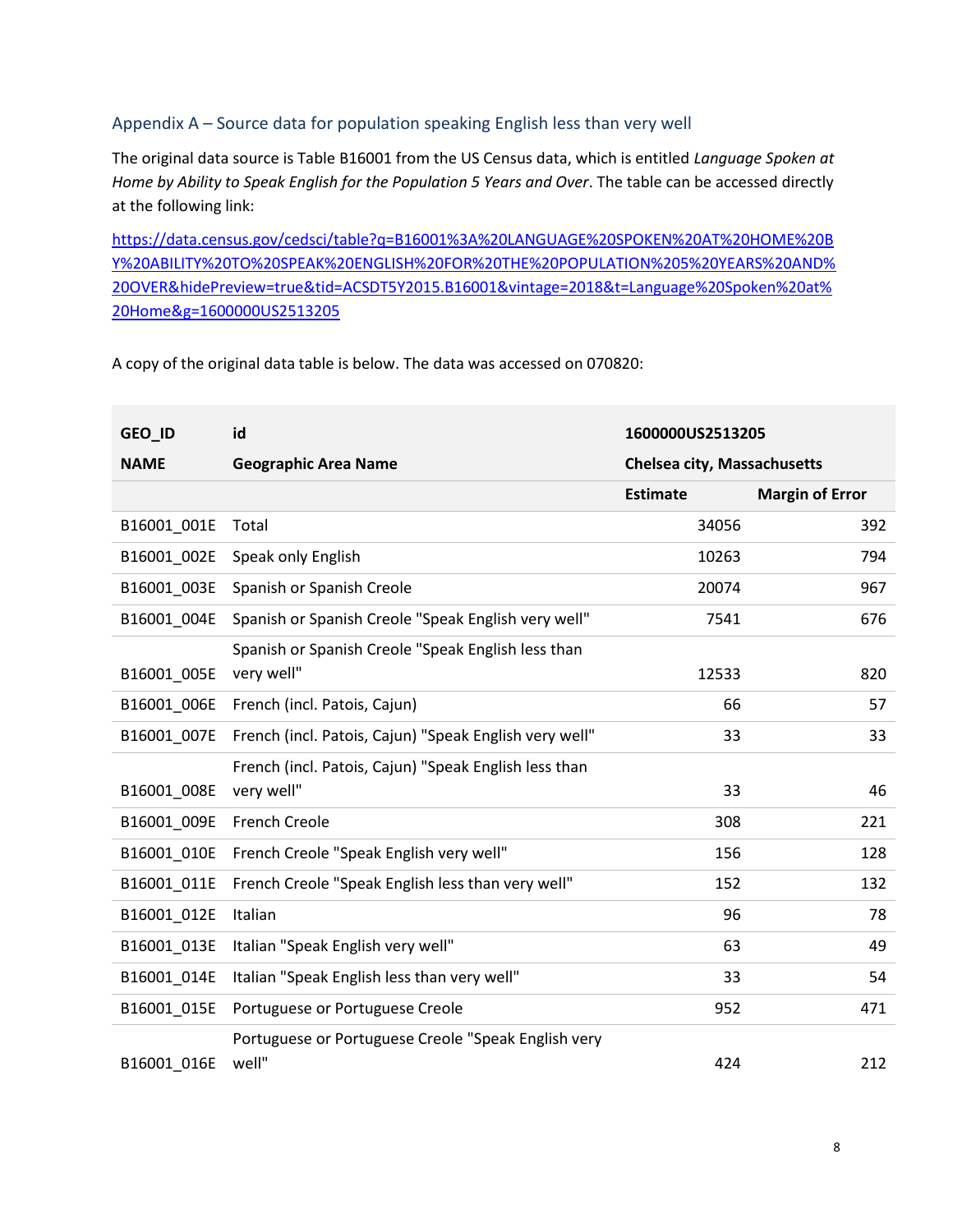## Appendix A – Source data for population speaking English less than very well

The original data source is Table B16001 from the US Census data, which is entitled *Language Spoken at Home by Ability to Speak English for the Population 5 Years and Over*. The table can be accessed directly at the following link:

[https://data.census.gov/cedsci/table?q=B16001%3A%20LANGUAGE%20SPOKEN%20AT%20HOME%20BY%20ABILITY%20TO%20SPEAK%20ENGLISH%20FOR%20THE%20POPULATION%205%20YEARS%20AND%20OVER&hidePreview=true&tid=ACSDT5Y2015.B16001&vintage=2018&t=Language%20Spoken%20at%20Home&g=1600000US2513205](https://data.census.gov/cedsci/table?q=B16001%3A%20LANGUAGE%20SPOKEN%20AT%20HOME%20BY%20ABILITY%20TO%20SPEAK%20ENGLISH%20FOR%20THE%20POPULATION%205%20YEARS%20AND%20OVER&hidePreview=true&tid=ACSDT5Y2015.B16001&vintage=2018&t=Language%20Spoken%20at%20Home&g=1600000US2513205)

A copy of the original data table is below. The data was accessed on 070820:

| **GEO_ID** | **id** | **1600000US2513205** | |
|---|---|---|---|
| **NAME** | **Geographic Area Name** | **Chelsea city, Massachusetts** | |
| | | **Estimate** | **Margin of Error** |
| B16001_001E | Total | 34056 | 392 |
| B16001_002E | Speak only English | 10263 | 794 |
| B16001_003E | Spanish or Spanish Creole | 20074 | 967 |
| B16001_004E | Spanish or Spanish Creole "Speak English very well" | 7541 | 676 |
| B16001_005E | Spanish or Spanish Creole "Speak English less than very well" | 12533 | 820 |
| B16001_006E | French (incl. Patois, Cajun) | 66 | 57 |
| B16001_007E | French (incl. Patois, Cajun) "Speak English very well" | 33 | 33 |
| B16001_008E | French (incl. Patois, Cajun) "Speak English less than very well" | 33 | 46 |
| B16001_009E | French Creole | 308 | 221 |
| B16001_010E | French Creole "Speak English very well" | 156 | 128 |
| B16001_011E | French Creole "Speak English less than very well" | 152 | 132 |
| B16001_012E | Italian | 96 | 78 |
| B16001_013E | Italian "Speak English very well" | 63 | 49 |
| B16001_014E | Italian "Speak English less than very well" | 33 | 54 |
| B16001_015E | Portuguese or Portuguese Creole | 952 | 471 |
| B16001_016E | Portuguese or Portuguese Creole "Speak English very well" | 424 | 212 |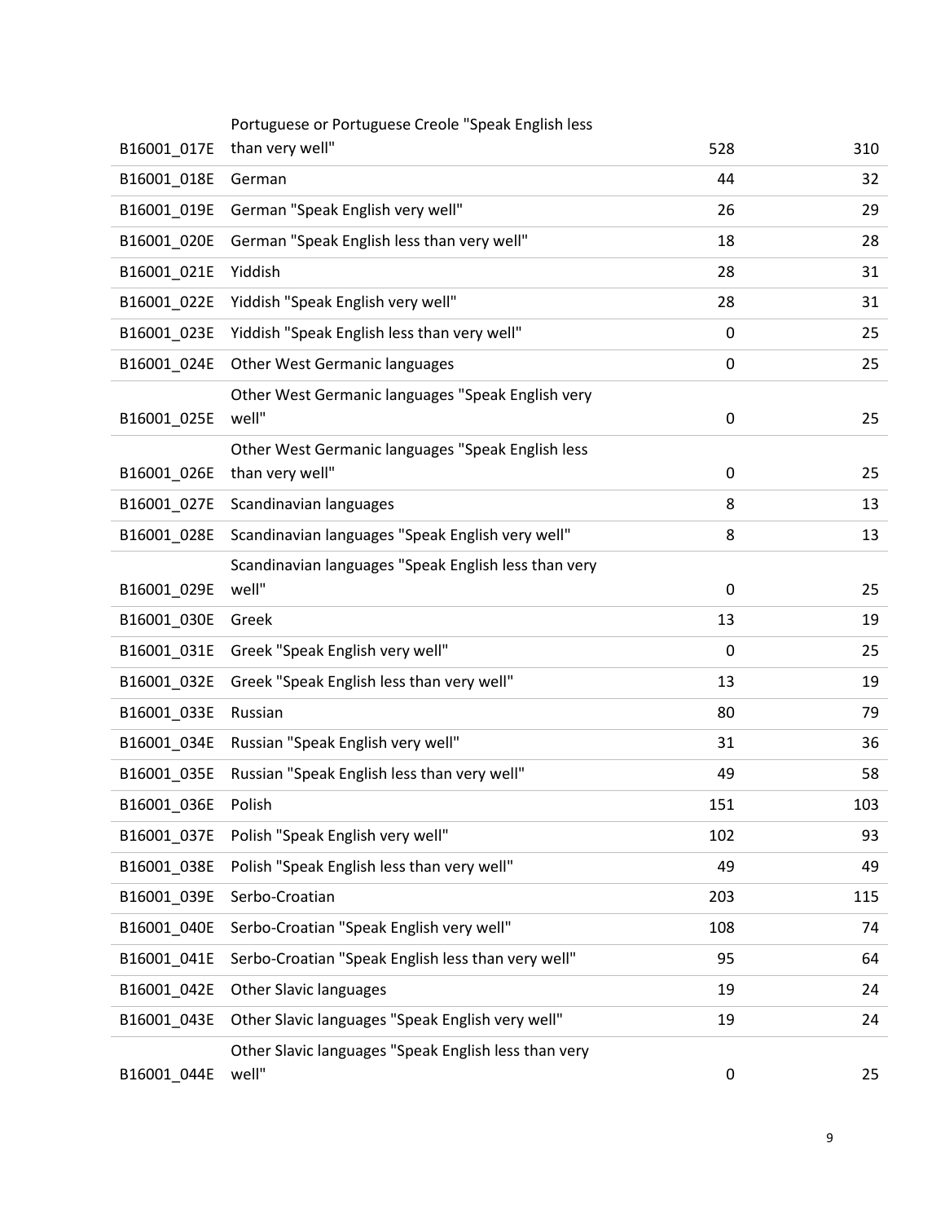| | | | |
|---|---|---|---|
| B16001_017E | Portuguese or Portuguese Creole "Speak English less than very well" | 528 | 310 |
| B16001_018E | German | 44 | 32 |
| B16001_019E | German "Speak English very well" | 26 | 29 |
| B16001_020E | German "Speak English less than very well" | 18 | 28 |
| B16001_021E | Yiddish | 28 | 31 |
| B16001_022E | Yiddish "Speak English very well" | 28 | 31 |
| B16001_023E | Yiddish "Speak English less than very well" | 0 | 25 |
| B16001_024E | Other West Germanic languages | 0 | 25 |
| B16001_025E | Other West Germanic languages "Speak English very well" | 0 | 25 |
| B16001_026E | Other West Germanic languages "Speak English less than very well" | 0 | 25 |
| B16001_027E | Scandinavian languages | 8 | 13 |
| B16001_028E | Scandinavian languages "Speak English very well" | 8 | 13 |
| B16001_029E | Scandinavian languages "Speak English less than very well" | 0 | 25 |
| B16001_030E | Greek | 13 | 19 |
| B16001_031E | Greek "Speak English very well" | 0 | 25 |
| B16001_032E | Greek "Speak English less than very well" | 13 | 19 |
| B16001_033E | Russian | 80 | 79 |
| B16001_034E | Russian "Speak English very well" | 31 | 36 |
| B16001_035E | Russian "Speak English less than very well" | 49 | 58 |
| B16001_036E | Polish | 151 | 103 |
| B16001_037E | Polish "Speak English very well" | 102 | 93 |
| B16001_038E | Polish "Speak English less than very well" | 49 | 49 |
| B16001_039E | Serbo-Croatian | 203 | 115 |
| B16001_040E | Serbo-Croatian "Speak English very well" | 108 | 74 |
| B16001_041E | Serbo-Croatian "Speak English less than very well" | 95 | 64 |
| B16001_042E | Other Slavic languages | 19 | 24 |
| B16001_043E | Other Slavic languages "Speak English very well" | 19 | 24 |
| B16001_044E | Other Slavic languages "Speak English less than very well" | 0 | 25 |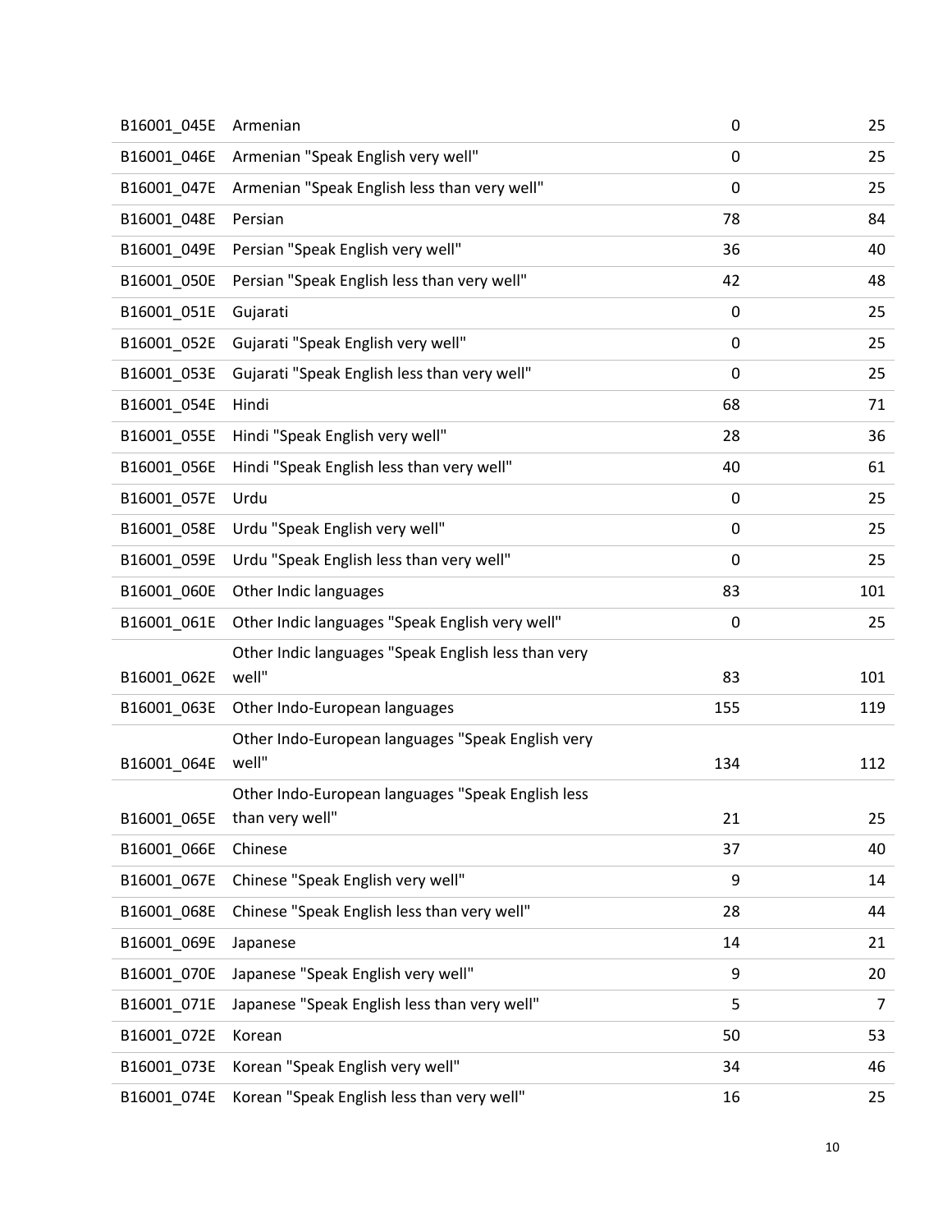| | | | |
|---|---|---|---|
| B16001_045E | Armenian | 0 | 25 |
| B16001_046E | Armenian "Speak English very well" | 0 | 25 |
| B16001_047E | Armenian "Speak English less than very well" | 0 | 25 |
| B16001_048E | Persian | 78 | 84 |
| B16001_049E | Persian "Speak English very well" | 36 | 40 |
| B16001_050E | Persian "Speak English less than very well" | 42 | 48 |
| B16001_051E | Gujarati | 0 | 25 |
| B16001_052E | Gujarati "Speak English very well" | 0 | 25 |
| B16001_053E | Gujarati "Speak English less than very well" | 0 | 25 |
| B16001_054E | Hindi | 68 | 71 |
| B16001_055E | Hindi "Speak English very well" | 28 | 36 |
| B16001_056E | Hindi "Speak English less than very well" | 40 | 61 |
| B16001_057E | Urdu | 0 | 25 |
| B16001_058E | Urdu "Speak English very well" | 0 | 25 |
| B16001_059E | Urdu "Speak English less than very well" | 0 | 25 |
| B16001_060E | Other Indic languages | 83 | 101 |
| B16001_061E | Other Indic languages "Speak English very well" | 0 | 25 |
| B16001_062E | Other Indic languages "Speak English less than very well" | 83 | 101 |
| B16001_063E | Other Indo-European languages | 155 | 119 |
| B16001_064E | Other Indo-European languages "Speak English very well" | 134 | 112 |
| B16001_065E | Other Indo-European languages "Speak English less than very well" | 21 | 25 |
| B16001_066E | Chinese | 37 | 40 |
| B16001_067E | Chinese "Speak English very well" | 9 | 14 |
| B16001_068E | Chinese "Speak English less than very well" | 28 | 44 |
| B16001_069E | Japanese | 14 | 21 |
| B16001_070E | Japanese "Speak English very well" | 9 | 20 |
| B16001_071E | Japanese "Speak English less than very well" | 5 | 7 |
| B16001_072E | Korean | 50 | 53 |
| B16001_073E | Korean "Speak English very well" | 34 | 46 |
| B16001_074E | Korean "Speak English less than very well" | 16 | 25 |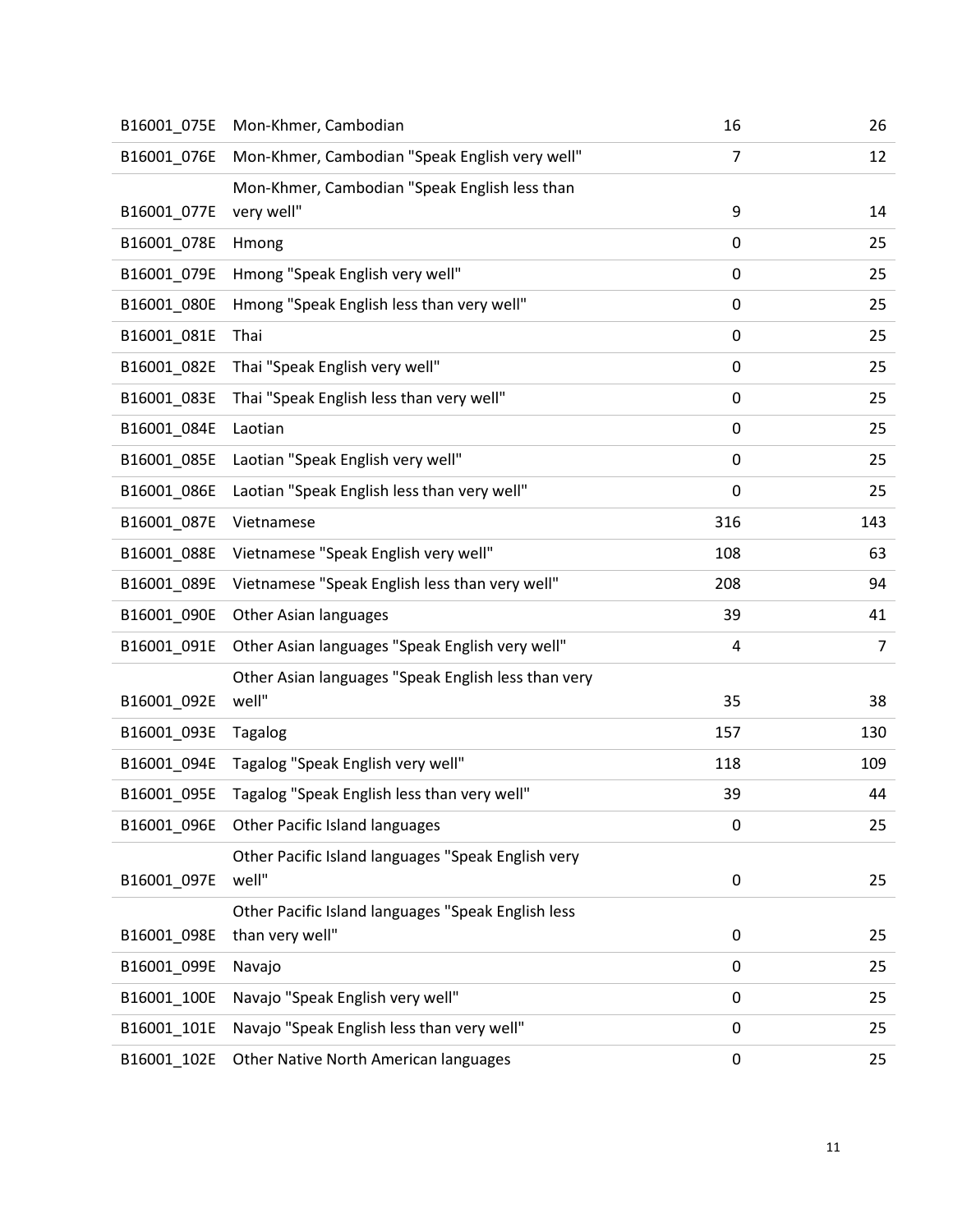| | | | |
|---|---|---|---|
| B16001_075E | Mon-Khmer, Cambodian | 16 | 26 |
| B16001_076E | Mon-Khmer, Cambodian "Speak English very well" | 7 | 12 |
| B16001_077E | Mon-Khmer, Cambodian "Speak English less than very well" | 9 | 14 |
| B16001_078E | Hmong | 0 | 25 |
| B16001_079E | Hmong "Speak English very well" | 0 | 25 |
| B16001_080E | Hmong "Speak English less than very well" | 0 | 25 |
| B16001_081E | Thai | 0 | 25 |
| B16001_082E | Thai "Speak English very well" | 0 | 25 |
| B16001_083E | Thai "Speak English less than very well" | 0 | 25 |
| B16001_084E | Laotian | 0 | 25 |
| B16001_085E | Laotian "Speak English very well" | 0 | 25 |
| B16001_086E | Laotian "Speak English less than very well" | 0 | 25 |
| B16001_087E | Vietnamese | 316 | 143 |
| B16001_088E | Vietnamese "Speak English very well" | 108 | 63 |
| B16001_089E | Vietnamese "Speak English less than very well" | 208 | 94 |
| B16001_090E | Other Asian languages | 39 | 41 |
| B16001_091E | Other Asian languages "Speak English very well" | 4 | 7 |
| B16001_092E | Other Asian languages "Speak English less than very well" | 35 | 38 |
| B16001_093E | Tagalog | 157 | 130 |
| B16001_094E | Tagalog "Speak English very well" | 118 | 109 |
| B16001_095E | Tagalog "Speak English less than very well" | 39 | 44 |
| B16001_096E | Other Pacific Island languages | 0 | 25 |
| B16001_097E | Other Pacific Island languages "Speak English very well" | 0 | 25 |
| B16001_098E | Other Pacific Island languages "Speak English less than very well" | 0 | 25 |
| B16001_099E | Navajo | 0 | 25 |
| B16001_100E | Navajo "Speak English very well" | 0 | 25 |
| B16001_101E | Navajo "Speak English less than very well" | 0 | 25 |
| B16001_102E | Other Native North American languages | 0 | 25 |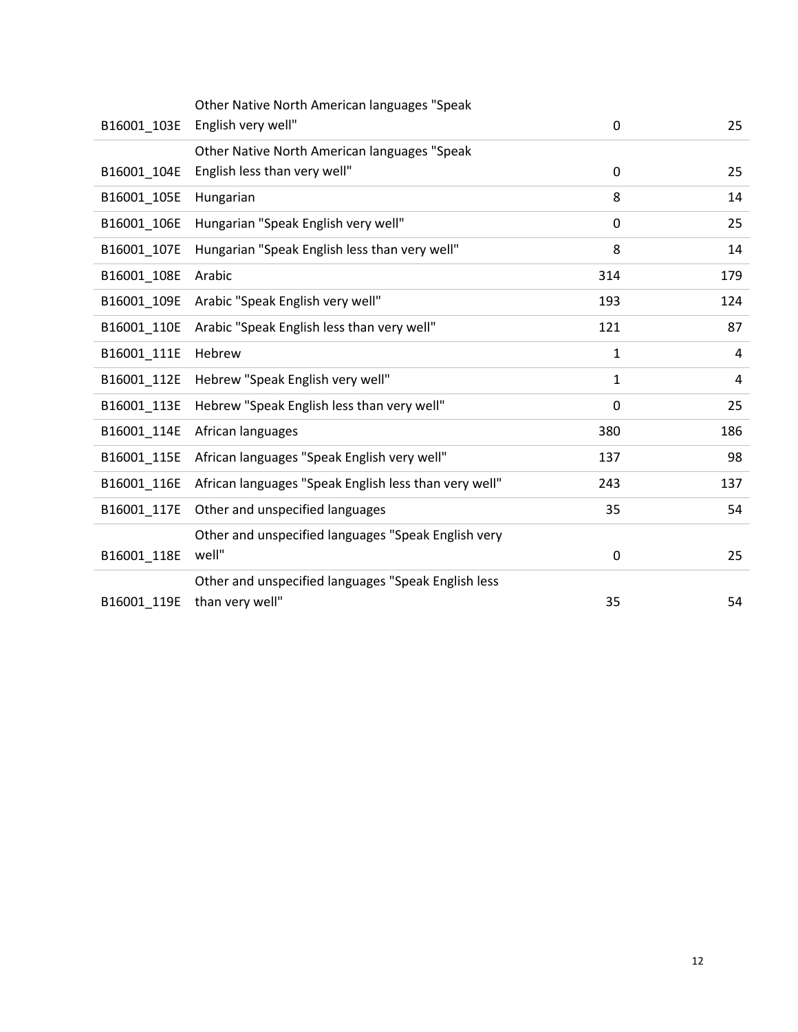| | | | |
|---|---|---|---|
| B16001_103E | Other Native North American languages "Speak English very well" | 0 | 25 |
| B16001_104E | Other Native North American languages "Speak English less than very well" | 0 | 25 |
| B16001_105E | Hungarian | 8 | 14 |
| B16001_106E | Hungarian "Speak English very well" | 0 | 25 |
| B16001_107E | Hungarian "Speak English less than very well" | 8 | 14 |
| B16001_108E | Arabic | 314 | 179 |
| B16001_109E | Arabic "Speak English very well" | 193 | 124 |
| B16001_110E | Arabic "Speak English less than very well" | 121 | 87 |
| B16001_111E | Hebrew | 1 | 4 |
| B16001_112E | Hebrew "Speak English very well" | 1 | 4 |
| B16001_113E | Hebrew "Speak English less than very well" | 0 | 25 |
| B16001_114E | African languages | 380 | 186 |
| B16001_115E | African languages "Speak English very well" | 137 | 98 |
| B16001_116E | African languages "Speak English less than very well" | 243 | 137 |
| B16001_117E | Other and unspecified languages | 35 | 54 |
| B16001_118E | Other and unspecified languages "Speak English very well" | 0 | 25 |
| B16001_119E | Other and unspecified languages "Speak English less than very well" | 35 | 54 |